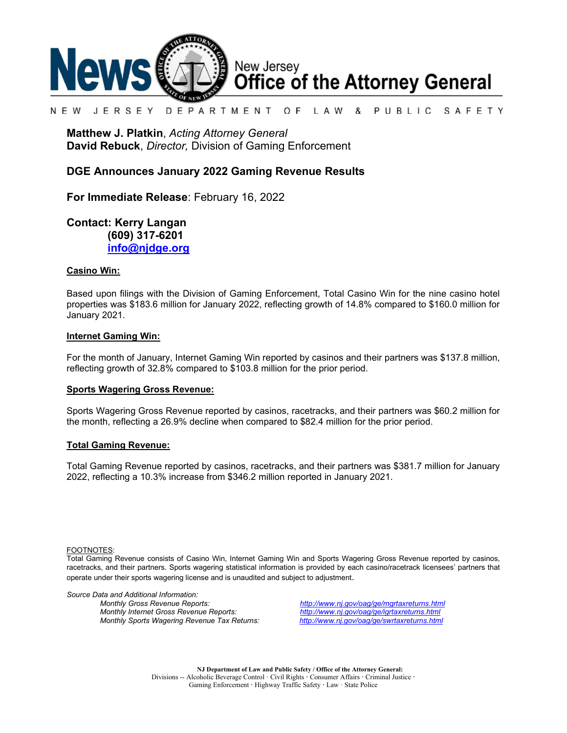News New Jersey **Office of the Attorney General**

NEW JERSEY DEPARTMENT OF LAW & PUBLIC SAFETY

**Matthew J. Platkin**, *Acting Attorney General*
**David Rebuck**, *Director,* Division of Gaming Enforcement

## DGE Announces January 2022 Gaming Revenue Results

**For Immediate Release**: February 16, 2022

**Contact: Kerry Langan**
**(609) 317-6201**
**info@njdge.org**

### Casino Win:

Based upon filings with the Division of Gaming Enforcement, Total Casino Win for the nine casino hotel properties was $183.6 million for January 2022, reflecting growth of 14.8% compared to $160.0 million for January 2021.

### Internet Gaming Win:

For the month of January, Internet Gaming Win reported by casinos and their partners was $137.8 million, reflecting growth of 32.8% compared to $103.8 million for the prior period.

### Sports Wagering Gross Revenue:

Sports Wagering Gross Revenue reported by casinos, racetracks, and their partners was $60.2 million for the month, reflecting a 26.9% decline when compared to $82.4 million for the prior period.

### Total Gaming Revenue:

Total Gaming Revenue reported by casinos, racetracks, and their partners was $381.7 million for January 2022, reflecting a 10.3% increase from $346.2 million reported in January 2021.

FOOTNOTES:
Total Gaming Revenue consists of Casino Win, Internet Gaming Win and Sports Wagering Gross Revenue reported by casinos, racetracks, and their partners. Sports wagering statistical information is provided by each casino/racetrack licensees' partners that operate under their sports wagering license and is unaudited and subject to adjustment.

*Source Data and Additional Information:*

| | |
|---|---|
| *Monthly Gross Revenue Reports:* | *http://www.nj.gov/oag/ge/mgrtaxreturns.html* |
| *Monthly Internet Gross Revenue Reports:* | *http://www.nj.gov/oag/ge/igrtaxreturns.html* |
| *Monthly Sports Wagering Revenue Tax Returns:* | *http://www.nj.gov/oag/ge/swrtaxreturns.html* |

**NJ Department of Law and Public Safety / Office of the Attorney General:**
Divisions -- Alcoholic Beverage Control · Civil Rights · Consumer Affairs · Criminal Justice · Gaming Enforcement · Highway Traffic Safety · Law · State Police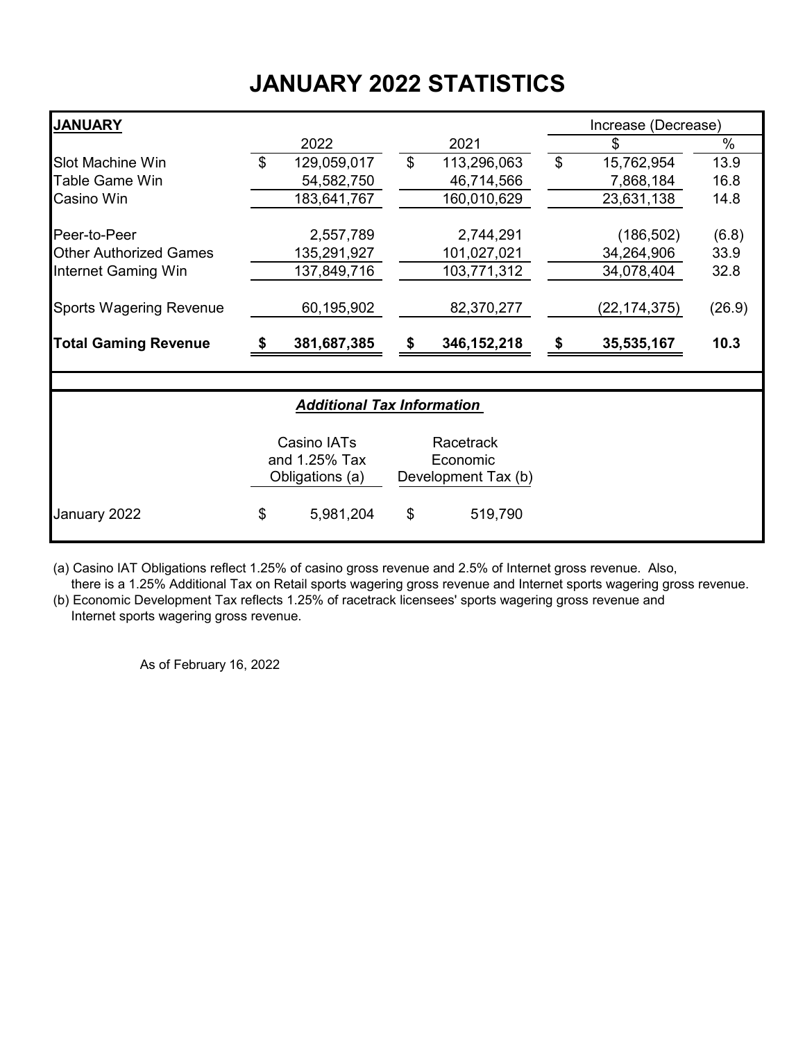# JANUARY 2022 STATISTICS

| JANUARY | 2022 | 2021 | Increase (Decrease) $ | Increase (Decrease) % |
|---|---|---|---|---|
| Slot Machine Win | $ 129,059,017 | $ 113,296,063 | $ 15,762,954 | 13.9 |
| Table Game Win | 54,582,750 | 46,714,566 | 7,868,184 | 16.8 |
| Casino Win | 183,641,767 | 160,010,629 | 23,631,138 | 14.8 |
| Peer-to-Peer | 2,557,789 | 2,744,291 | (186,502) | (6.8) |
| Other Authorized Games | 135,291,927 | 101,027,021 | 34,264,906 | 33.9 |
| Internet Gaming Win | 137,849,716 | 103,771,312 | 34,078,404 | 32.8 |
| Sports Wagering Revenue | 60,195,902 | 82,370,277 | (22,174,375) | (26.9) |
| **Total Gaming Revenue** | **$ 381,687,385** | **$ 346,152,218** | **$ 35,535,167** | **10.3** |

***Additional Tax Information***

| | Casino IATs and 1.25% Tax Obligations (a) | Racetrack Economic Development Tax (b) |
|---|---|---|
| January 2022 | $ 5,981,204 | $ 519,790 |

(a) Casino IAT Obligations reflect 1.25% of casino gross revenue and 2.5% of Internet gross revenue. Also, there is a 1.25% Additional Tax on Retail sports wagering gross revenue and Internet sports wagering gross revenue.

(b) Economic Development Tax reflects 1.25% of racetrack licensees' sports wagering gross revenue and Internet sports wagering gross revenue.

As of February 16, 2022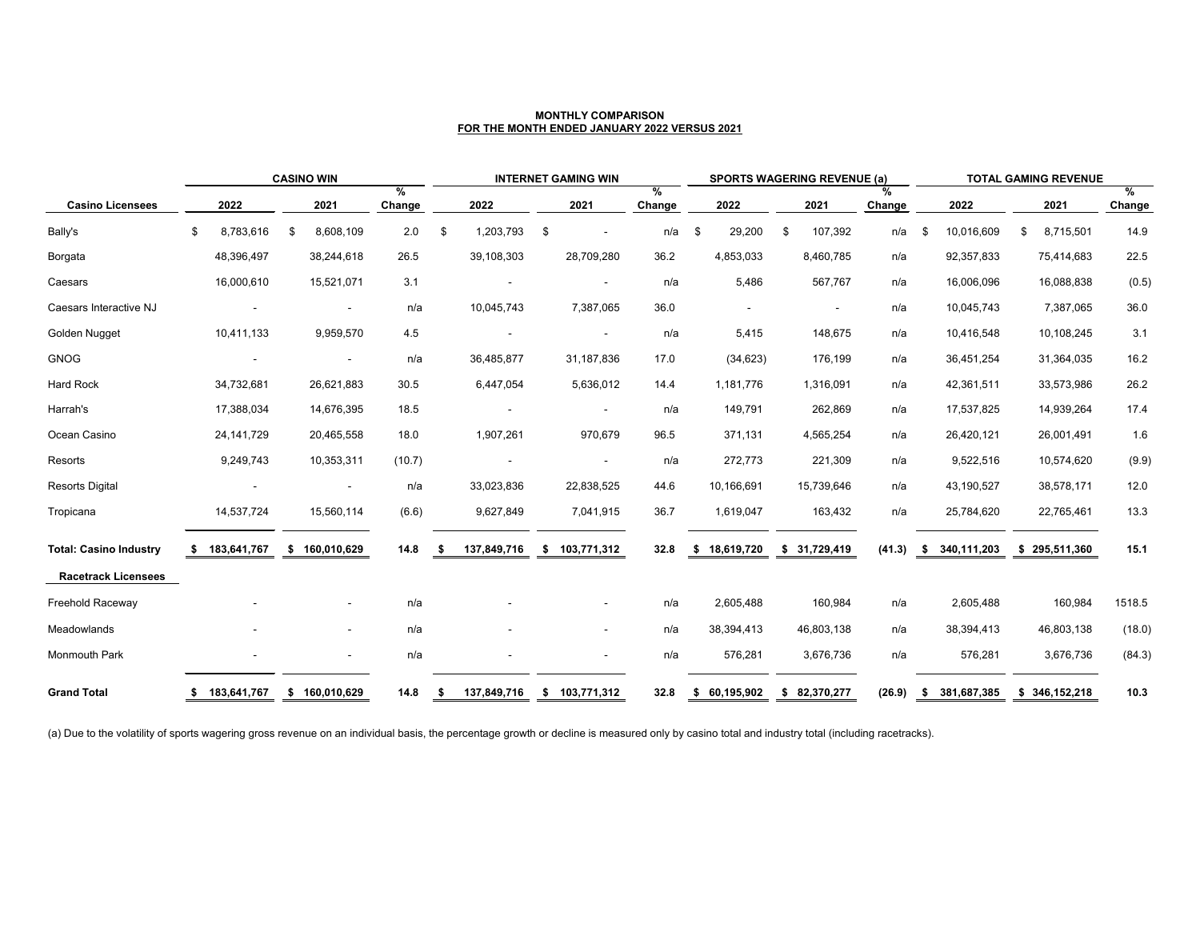**MONTHLY COMPARISON**
**FOR THE MONTH ENDED JANUARY 2022 VERSUS 2021**

| | CASINO WIN | | | INTERNET GAMING WIN | | | SPORTS WAGERING REVENUE (a) | | | TOTAL GAMING REVENUE | | |
|---|---|---|---|---|---|---|---|---|---|---|---|---|
| **Casino Licensees** | **2022** | **2021** | **% Change** | **2022** | **2021** | **% Change** | **2022** | **2021** | **% Change** | **2022** | **2021** | **% Change** |
| Bally's | $ 8,783,616 | $ 8,608,109 | 2.0 | $ 1,203,793 | $ - | n/a | $ 29,200 | $ 107,392 | n/a | $ 10,016,609 | $ 8,715,501 | 14.9 |
| Borgata | 48,396,497 | 38,244,618 | 26.5 | 39,108,303 | 28,709,280 | 36.2 | 4,853,033 | 8,460,785 | n/a | 92,357,833 | 75,414,683 | 22.5 |
| Caesars | 16,000,610 | 15,521,071 | 3.1 | - | - | n/a | 5,486 | 567,767 | n/a | 16,006,096 | 16,088,838 | (0.5) |
| Caesars Interactive NJ | - | - | n/a | 10,045,743 | 7,387,065 | 36.0 | - | - | n/a | 10,045,743 | 7,387,065 | 36.0 |
| Golden Nugget | 10,411,133 | 9,959,570 | 4.5 | - | - | n/a | 5,415 | 148,675 | n/a | 10,416,548 | 10,108,245 | 3.1 |
| GNOG | - | - | n/a | 36,485,877 | 31,187,836 | 17.0 | (34,623) | 176,199 | n/a | 36,451,254 | 31,364,035 | 16.2 |
| Hard Rock | 34,732,681 | 26,621,883 | 30.5 | 6,447,054 | 5,636,012 | 14.4 | 1,181,776 | 1,316,091 | n/a | 42,361,511 | 33,573,986 | 26.2 |
| Harrah's | 17,388,034 | 14,676,395 | 18.5 | - | - | n/a | 149,791 | 262,869 | n/a | 17,537,825 | 14,939,264 | 17.4 |
| Ocean Casino | 24,141,729 | 20,465,558 | 18.0 | 1,907,261 | 970,679 | 96.5 | 371,131 | 4,565,254 | n/a | 26,420,121 | 26,001,491 | 1.6 |
| Resorts | 9,249,743 | 10,353,311 | (10.7) | - | - | n/a | 272,773 | 221,309 | n/a | 9,522,516 | 10,574,620 | (9.9) |
| Resorts Digital | - | - | n/a | 33,023,836 | 22,838,525 | 44.6 | 10,166,691 | 15,739,646 | n/a | 43,190,527 | 38,578,171 | 12.0 |
| Tropicana | 14,537,724 | 15,560,114 | (6.6) | 9,627,849 | 7,041,915 | 36.7 | 1,619,047 | 163,432 | n/a | 25,784,620 | 22,765,461 | 13.3 |
| **Total: Casino Industry** | **$ 183,641,767** | **$ 160,010,629** | **14.8** | **$ 137,849,716** | **$ 103,771,312** | **32.8** | **$ 18,619,720** | **$ 31,729,419** | **(41.3)** | **$ 340,111,203** | **$ 295,511,360** | **15.1** |
| **Racetrack Licensees** | | | | | | | | | | | | |
| Freehold Raceway | - | - | n/a | - | - | n/a | 2,605,488 | 160,984 | n/a | 2,605,488 | 160,984 | 1518.5 |
| Meadowlands | - | - | n/a | - | - | n/a | 38,394,413 | 46,803,138 | n/a | 38,394,413 | 46,803,138 | (18.0) |
| Monmouth Park | - | - | n/a | - | - | n/a | 576,281 | 3,676,736 | n/a | 576,281 | 3,676,736 | (84.3) |
| **Grand Total** | **$ 183,641,767** | **$ 160,010,629** | **14.8** | **$ 137,849,716** | **$ 103,771,312** | **32.8** | **$ 60,195,902** | **$ 82,370,277** | **(26.9)** | **$ 381,687,385** | **$ 346,152,218** | **10.3** |

(a) Due to the volatility of sports wagering gross revenue on an individual basis, the percentage growth or decline is measured only by casino total and industry total (including racetracks).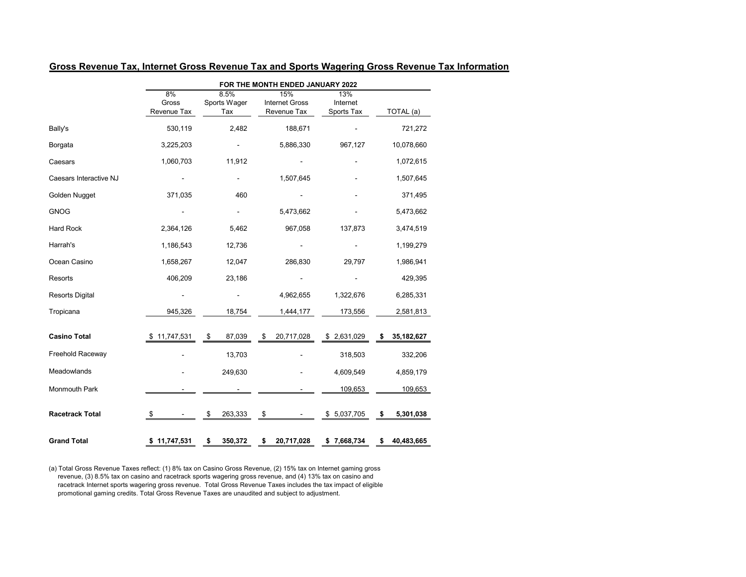## Gross Revenue Tax, Internet Gross Revenue Tax and Sports Wagering Gross Revenue Tax Information

| | FOR THE MONTH ENDED JANUARY 2022 | | | | |
|---|---|---|---|---|---|
| | 8% Gross Revenue Tax | 8.5% Sports Wager Tax | 15% Internet Gross Revenue Tax | 13% Internet Sports Tax | TOTAL (a) |
| Bally's | 530,119 | 2,482 | 188,671 | - | 721,272 |
| Borgata | 3,225,203 | - | 5,886,330 | 967,127 | 10,078,660 |
| Caesars | 1,060,703 | 11,912 | - | - | 1,072,615 |
| Caesars Interactive NJ | - | - | 1,507,645 | - | 1,507,645 |
| Golden Nugget | 371,035 | 460 | - | - | 371,495 |
| GNOG | - | - | 5,473,662 | - | 5,473,662 |
| Hard Rock | 2,364,126 | 5,462 | 967,058 | 137,873 | 3,474,519 |
| Harrah's | 1,186,543 | 12,736 | - | - | 1,199,279 |
| Ocean Casino | 1,658,267 | 12,047 | 286,830 | 29,797 | 1,986,941 |
| Resorts | 406,209 | 23,186 | - | - | 429,395 |
| Resorts Digital | - | - | 4,962,655 | 1,322,676 | 6,285,331 |
| Tropicana | 945,326 | 18,754 | 1,444,177 | 173,556 | 2,581,813 |
| **Casino Total** | $ 11,747,531 | $ 87,039 | $ 20,717,028 | $ 2,631,029 | **$ 35,182,627** |
| Freehold Raceway | - | 13,703 | - | 318,503 | 332,206 |
| Meadowlands | - | 249,630 | - | 4,609,549 | 4,859,179 |
| Monmouth Park | - | - | - | 109,653 | 109,653 |
| **Racetrack Total** | $ - | $ 263,333 | $ - | $ 5,037,705 | **$ 5,301,038** |
| **Grand Total** | **$ 11,747,531** | **$ 350,372** | **$ 20,717,028** | **$ 7,668,734** | **$ 40,483,665** |

(a) Total Gross Revenue Taxes reflect: (1) 8% tax on Casino Gross Revenue, (2) 15% tax on Internet gaming gross revenue, (3) 8.5% tax on casino and racetrack sports wagering gross revenue, and (4) 13% tax on casino and racetrack Internet sports wagering gross revenue. Total Gross Revenue Taxes includes the tax impact of eligible promotional gaming credits. Total Gross Revenue Taxes are unaudited and subject to adjustment.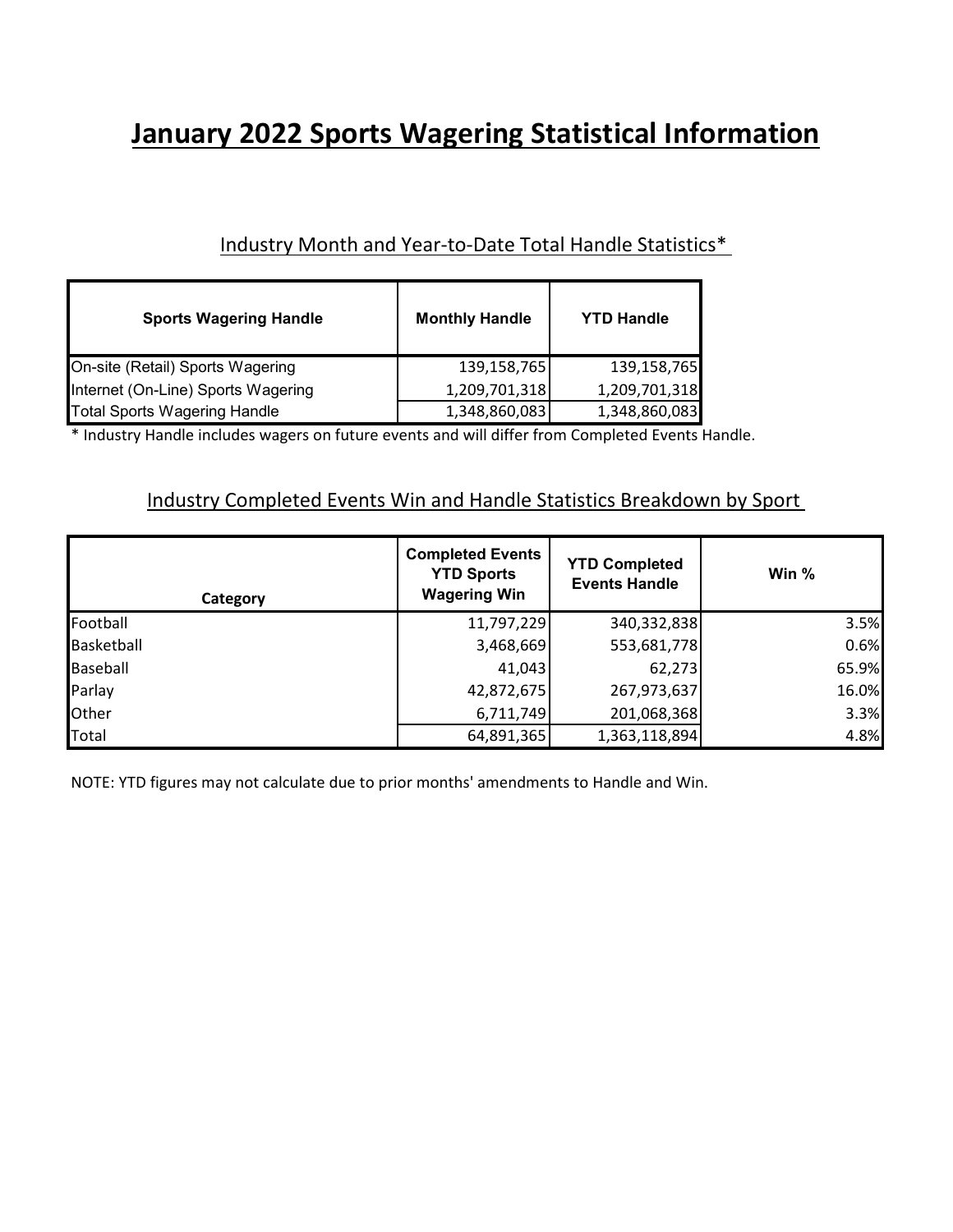# January 2022 Sports Wagering Statistical Information

## Industry Month and Year-to-Date Total Handle Statistics*

| Sports Wagering Handle | Monthly Handle | YTD Handle |
|---|---|---|
| On-site (Retail) Sports Wagering | 139,158,765 | 139,158,765 |
| Internet (On-Line) Sports Wagering | 1,209,701,318 | 1,209,701,318 |
| Total Sports Wagering Handle | 1,348,860,083 | 1,348,860,083 |

* Industry Handle includes wagers on future events and will differ from Completed Events Handle.

## Industry Completed Events Win and Handle Statistics Breakdown by Sport

| Category | Completed Events YTD Sports Wagering Win | YTD Completed Events Handle | Win % |
|---|---|---|---|
| Football | 11,797,229 | 340,332,838 | 3.5% |
| Basketball | 3,468,669 | 553,681,778 | 0.6% |
| Baseball | 41,043 | 62,273 | 65.9% |
| Parlay | 42,872,675 | 267,973,637 | 16.0% |
| Other | 6,711,749 | 201,068,368 | 3.3% |
| Total | 64,891,365 | 1,363,118,894 | 4.8% |

NOTE: YTD figures may not calculate due to prior months' amendments to Handle and Win.